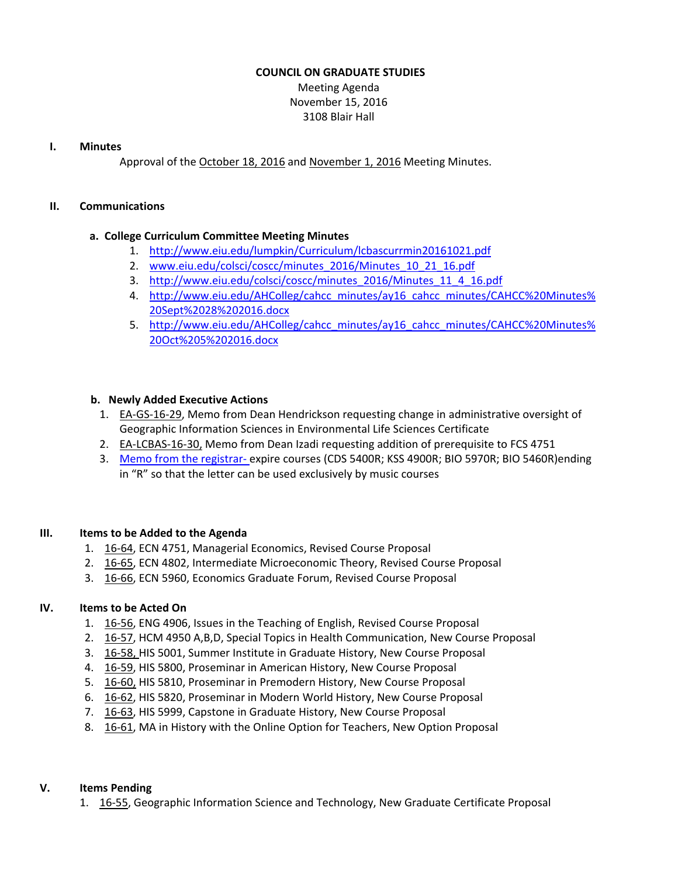# COUNCIL ON GRADUATE STUDIES

Meeting Agenda
November 15, 2016
3108 Blair Hall

## I. Minutes

Approval of the October 18, 2016 and November 1, 2016 Meeting Minutes.

## II. Communications

### a. College Curriculum Committee Meeting Minutes

1. http://www.eiu.edu/lumpkin/Curriculum/lcbascurrmin20161021.pdf
2. www.eiu.edu/colsci/coscc/minutes_2016/Minutes_10_21_16.pdf
3. http://www.eiu.edu/colsci/coscc/minutes_2016/Minutes_11_4_16.pdf
4. http://www.eiu.edu/AHColleg/cahcc_minutes/ay16_cahcc_minutes/CAHCC%20Minutes%20Sept%2028%202016.docx
5. http://www.eiu.edu/AHColleg/cahcc_minutes/ay16_cahcc_minutes/CAHCC%20Minutes%20Oct%205%202016.docx

### b. Newly Added Executive Actions

1. EA-GS-16-29, Memo from Dean Hendrickson requesting change in administrative oversight of Geographic Information Sciences in Environmental Life Sciences Certificate
2. EA-LCBAS-16-30, Memo from Dean Izadi requesting addition of prerequisite to FCS 4751
3. Memo from the registrar- expire courses (CDS 5400R; KSS 4900R; BIO 5970R; BIO 5460R)ending in "R" so that the letter can be used exclusively by music courses

## III. Items to be Added to the Agenda

1. 16-64, ECN 4751, Managerial Economics, Revised Course Proposal
2. 16-65, ECN 4802, Intermediate Microeconomic Theory, Revised Course Proposal
3. 16-66, ECN 5960, Economics Graduate Forum, Revised Course Proposal

## IV. Items to be Acted On

1. 16-56, ENG 4906, Issues in the Teaching of English, Revised Course Proposal
2. 16-57, HCM 4950 A,B,D, Special Topics in Health Communication, New Course Proposal
3. 16-58, HIS 5001, Summer Institute in Graduate History, New Course Proposal
4. 16-59, HIS 5800, Proseminar in American History, New Course Proposal
5. 16-60, HIS 5810, Proseminar in Premodern History, New Course Proposal
6. 16-62, HIS 5820, Proseminar in Modern World History, New Course Proposal
7. 16-63, HIS 5999, Capstone in Graduate History, New Course Proposal
8. 16-61, MA in History with the Online Option for Teachers, New Option Proposal

## V. Items Pending

1. 16-55, Geographic Information Science and Technology, New Graduate Certificate Proposal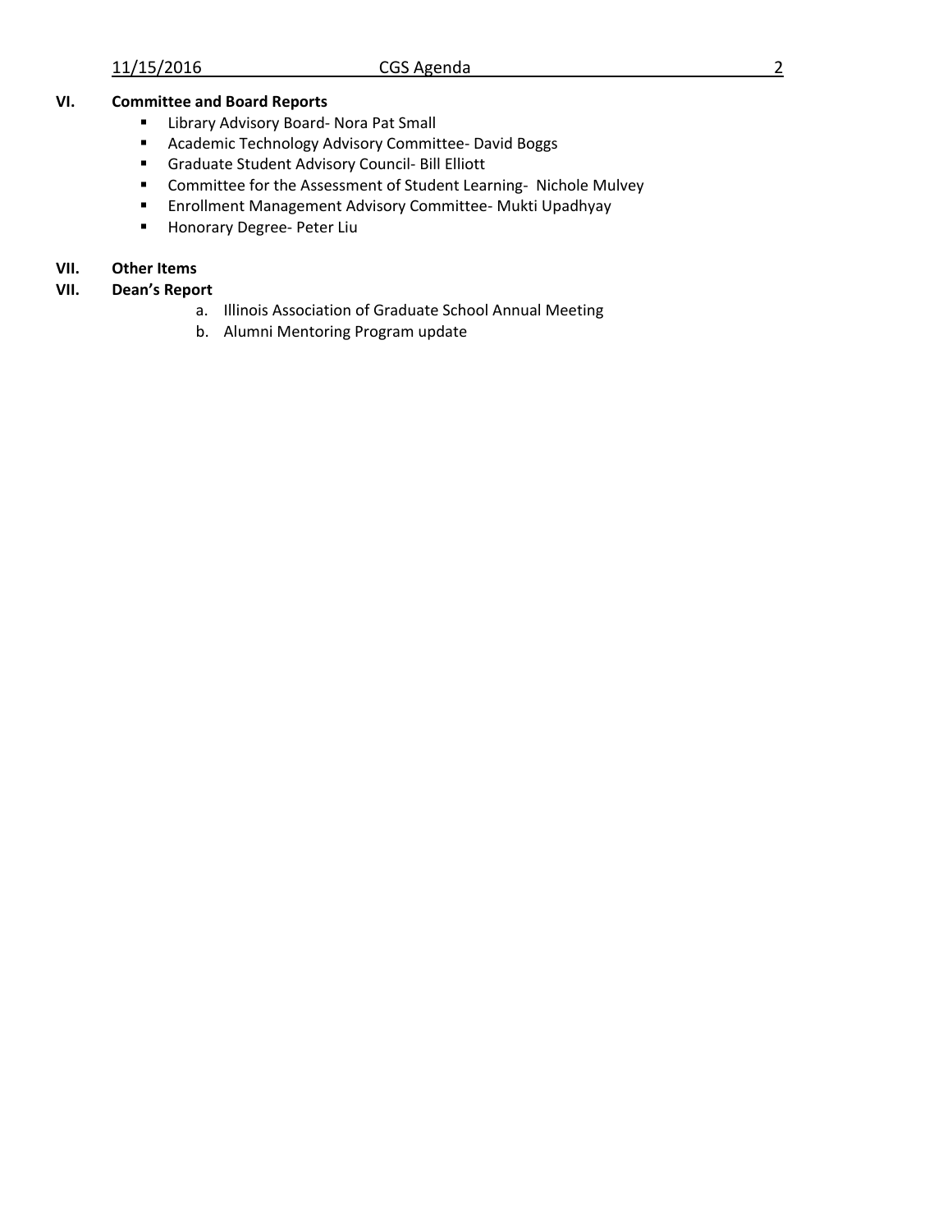**VI. Committee and Board Reports**

- Library Advisory Board- Nora Pat Small
- Academic Technology Advisory Committee- David Boggs
- Graduate Student Advisory Council- Bill Elliott
- Committee for the Assessment of Student Learning- Nichole Mulvey
- Enrollment Management Advisory Committee- Mukti Upadhyay
- Honorary Degree- Peter Liu

**VII. Other Items**

**VII. Dean's Report**

a. Illinois Association of Graduate School Annual Meeting
b. Alumni Mentoring Program update